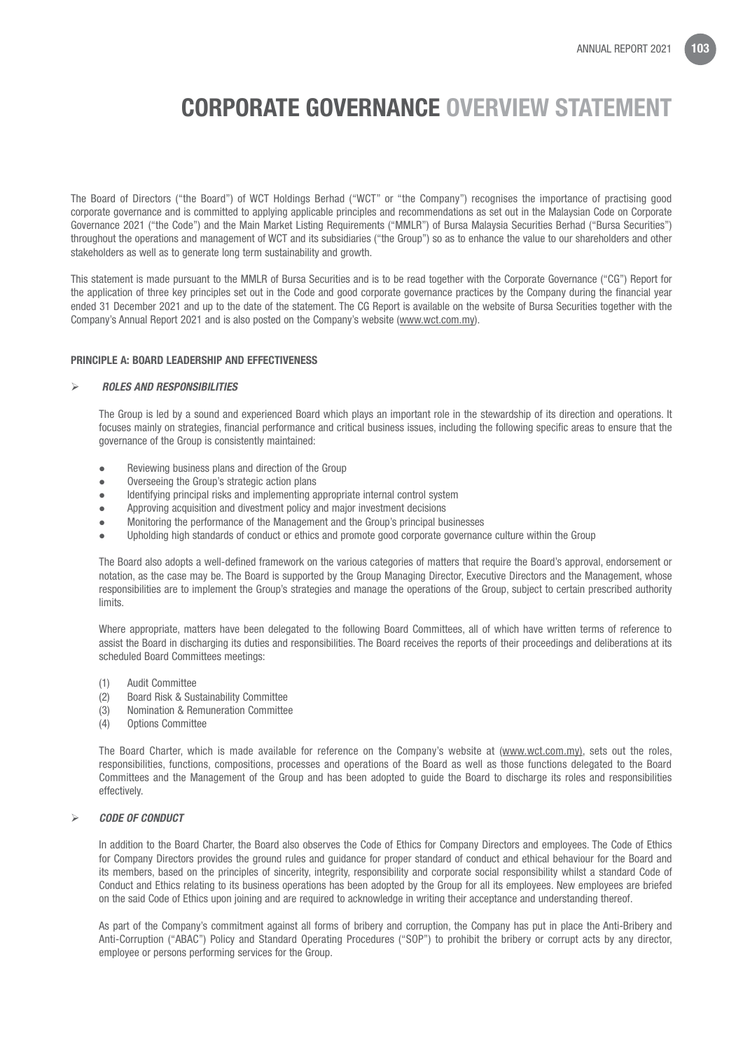# CORPORATE GOVERNANCE OVERVIEW STATEMENT

The Board of Directors ("the Board") of WCT Holdings Berhad ("WCT" or "the Company") recognises the importance of practising good corporate governance and is committed to applying applicable principles and recommendations as set out in the Malaysian Code on Corporate Governance 2021 ("the Code") and the Main Market Listing Requirements ("MMLR") of Bursa Malaysia Securities Berhad ("Bursa Securities") throughout the operations and management of WCT and its subsidiaries ("the Group") so as to enhance the value to our shareholders and other stakeholders as well as to generate long term sustainability and growth.

This statement is made pursuant to the MMLR of Bursa Securities and is to be read together with the Corporate Governance ("CG") Report for the application of three key principles set out in the Code and good corporate governance practices by the Company during the financial year ended 31 December 2021 and up to the date of the statement. The CG Report is available on the website of Bursa Securities together with the Company's Annual Report 2021 and is also posted on the Company's website (www.wct.com.my).

## PRINCIPLE A: BOARD LEADERSHIP AND EFFECTIVENESS

### *ROLES AND RESPONSIBILITIES*

The Group is led by a sound and experienced Board which plays an important role in the stewardship of its direction and operations. It focuses mainly on strategies, financial performance and critical business issues, including the following specific areas to ensure that the governance of the Group is consistently maintained:

- Reviewing business plans and direction of the Group
- Overseeing the Group's strategic action plans
- Identifying principal risks and implementing appropriate internal control system
- Approving acquisition and divestment policy and major investment decisions
- Monitoring the performance of the Management and the Group's principal businesses
- Upholding high standards of conduct or ethics and promote good corporate governance culture within the Group

The Board also adopts a well-defined framework on the various categories of matters that require the Board's approval, endorsement or notation, as the case may be. The Board is supported by the Group Managing Director, Executive Directors and the Management, whose responsibilities are to implement the Group's strategies and manage the operations of the Group, subject to certain prescribed authority limits.

Where appropriate, matters have been delegated to the following Board Committees, all of which have written terms of reference to assist the Board in discharging its duties and responsibilities. The Board receives the reports of their proceedings and deliberations at its scheduled Board Committees meetings:

(1) Audit Committee
(2) Board Risk & Sustainability Committee
(3) Nomination & Remuneration Committee
(4) Options Committee

The Board Charter, which is made available for reference on the Company's website at (www.wct.com.my), sets out the roles, responsibilities, functions, compositions, processes and operations of the Board as well as those functions delegated to the Board Committees and the Management of the Group and has been adopted to guide the Board to discharge its roles and responsibilities effectively.

### *CODE OF CONDUCT*

In addition to the Board Charter, the Board also observes the Code of Ethics for Company Directors and employees. The Code of Ethics for Company Directors provides the ground rules and guidance for proper standard of conduct and ethical behaviour for the Board and its members, based on the principles of sincerity, integrity, responsibility and corporate social responsibility whilst a standard Code of Conduct and Ethics relating to its business operations has been adopted by the Group for all its employees. New employees are briefed on the said Code of Ethics upon joining and are required to acknowledge in writing their acceptance and understanding thereof.

As part of the Company's commitment against all forms of bribery and corruption, the Company has put in place the Anti-Bribery and Anti-Corruption ("ABAC") Policy and Standard Operating Procedures ("SOP") to prohibit the bribery or corrupt acts by any director, employee or persons performing services for the Group.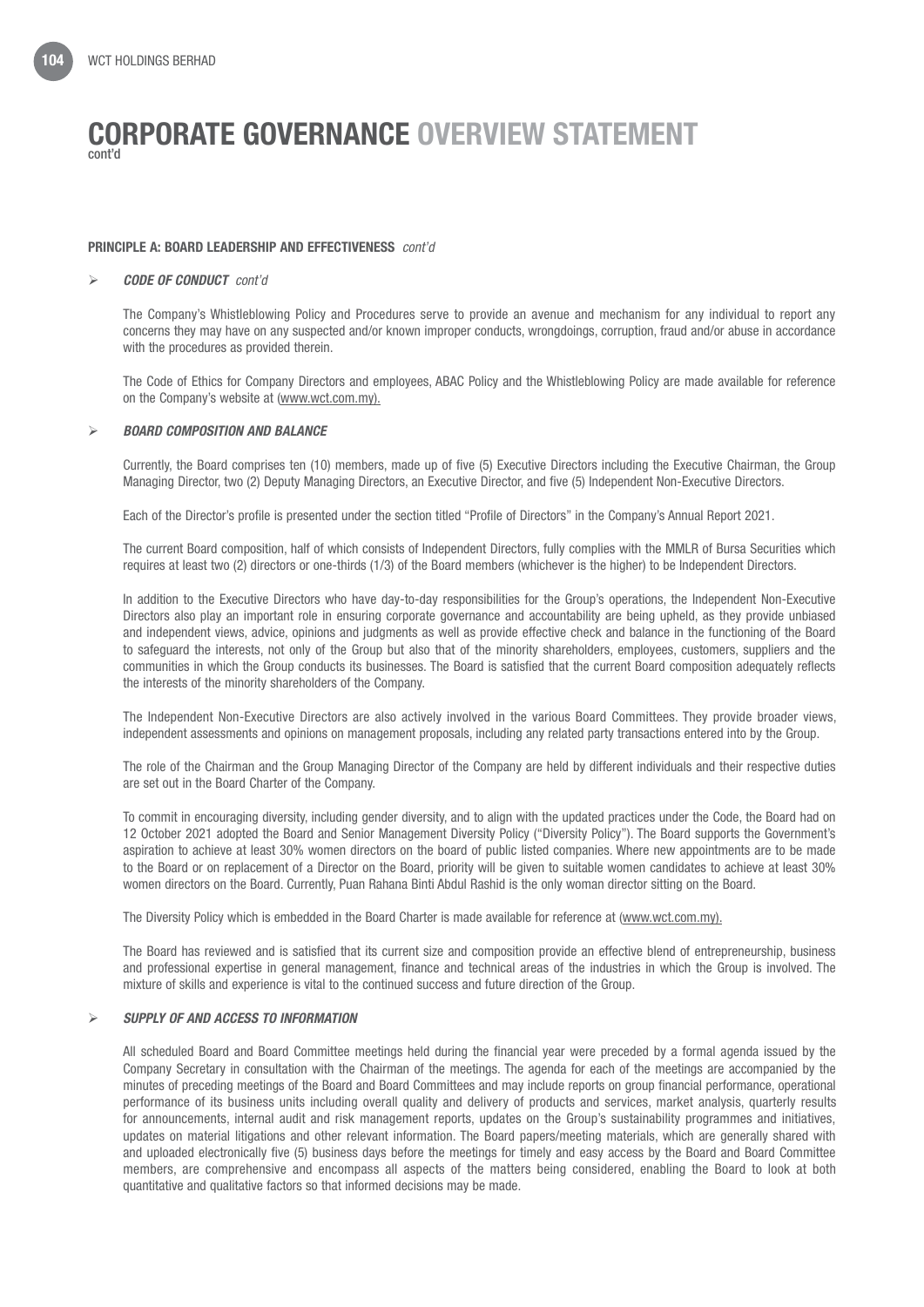# CORPORATE GOVERNANCE OVERVIEW STATEMENT
cont'd

## PRINCIPLE A: BOARD LEADERSHIP AND EFFECTIVENESS *cont'd*

### ➢ *CODE OF CONDUCT cont'd*

The Company's Whistleblowing Policy and Procedures serve to provide an avenue and mechanism for any individual to report any concerns they may have on any suspected and/or known improper conducts, wrongdoings, corruption, fraud and/or abuse in accordance with the procedures as provided therein.

The Code of Ethics for Company Directors and employees, ABAC Policy and the Whistleblowing Policy are made available for reference on the Company's website at (www.wct.com.my).

### ➢ *BOARD COMPOSITION AND BALANCE*

Currently, the Board comprises ten (10) members, made up of five (5) Executive Directors including the Executive Chairman, the Group Managing Director, two (2) Deputy Managing Directors, an Executive Director, and five (5) Independent Non-Executive Directors.

Each of the Director's profile is presented under the section titled "Profile of Directors" in the Company's Annual Report 2021.

The current Board composition, half of which consists of Independent Directors, fully complies with the MMLR of Bursa Securities which requires at least two (2) directors or one-thirds (1/3) of the Board members (whichever is the higher) to be Independent Directors.

In addition to the Executive Directors who have day-to-day responsibilities for the Group's operations, the Independent Non-Executive Directors also play an important role in ensuring corporate governance and accountability are being upheld, as they provide unbiased and independent views, advice, opinions and judgments as well as provide effective check and balance in the functioning of the Board to safeguard the interests, not only of the Group but also that of the minority shareholders, employees, customers, suppliers and the communities in which the Group conducts its businesses. The Board is satisfied that the current Board composition adequately reflects the interests of the minority shareholders of the Company.

The Independent Non-Executive Directors are also actively involved in the various Board Committees. They provide broader views, independent assessments and opinions on management proposals, including any related party transactions entered into by the Group.

The role of the Chairman and the Group Managing Director of the Company are held by different individuals and their respective duties are set out in the Board Charter of the Company.

To commit in encouraging diversity, including gender diversity, and to align with the updated practices under the Code, the Board had on 12 October 2021 adopted the Board and Senior Management Diversity Policy ("Diversity Policy"). The Board supports the Government's aspiration to achieve at least 30% women directors on the board of public listed companies. Where new appointments are to be made to the Board or on replacement of a Director on the Board, priority will be given to suitable women candidates to achieve at least 30% women directors on the Board. Currently, Puan Rahana Binti Abdul Rashid is the only woman director sitting on the Board.

The Diversity Policy which is embedded in the Board Charter is made available for reference at (www.wct.com.my).

The Board has reviewed and is satisfied that its current size and composition provide an effective blend of entrepreneurship, business and professional expertise in general management, finance and technical areas of the industries in which the Group is involved. The mixture of skills and experience is vital to the continued success and future direction of the Group.

### ➢ *SUPPLY OF AND ACCESS TO INFORMATION*

All scheduled Board and Board Committee meetings held during the financial year were preceded by a formal agenda issued by the Company Secretary in consultation with the Chairman of the meetings. The agenda for each of the meetings are accompanied by the minutes of preceding meetings of the Board and Board Committees and may include reports on group financial performance, operational performance of its business units including overall quality and delivery of products and services, market analysis, quarterly results for announcements, internal audit and risk management reports, updates on the Group's sustainability programmes and initiatives, updates on material litigations and other relevant information. The Board papers/meeting materials, which are generally shared with and uploaded electronically five (5) business days before the meetings for timely and easy access by the Board and Board Committee members, are comprehensive and encompass all aspects of the matters being considered, enabling the Board to look at both quantitative and qualitative factors so that informed decisions may be made.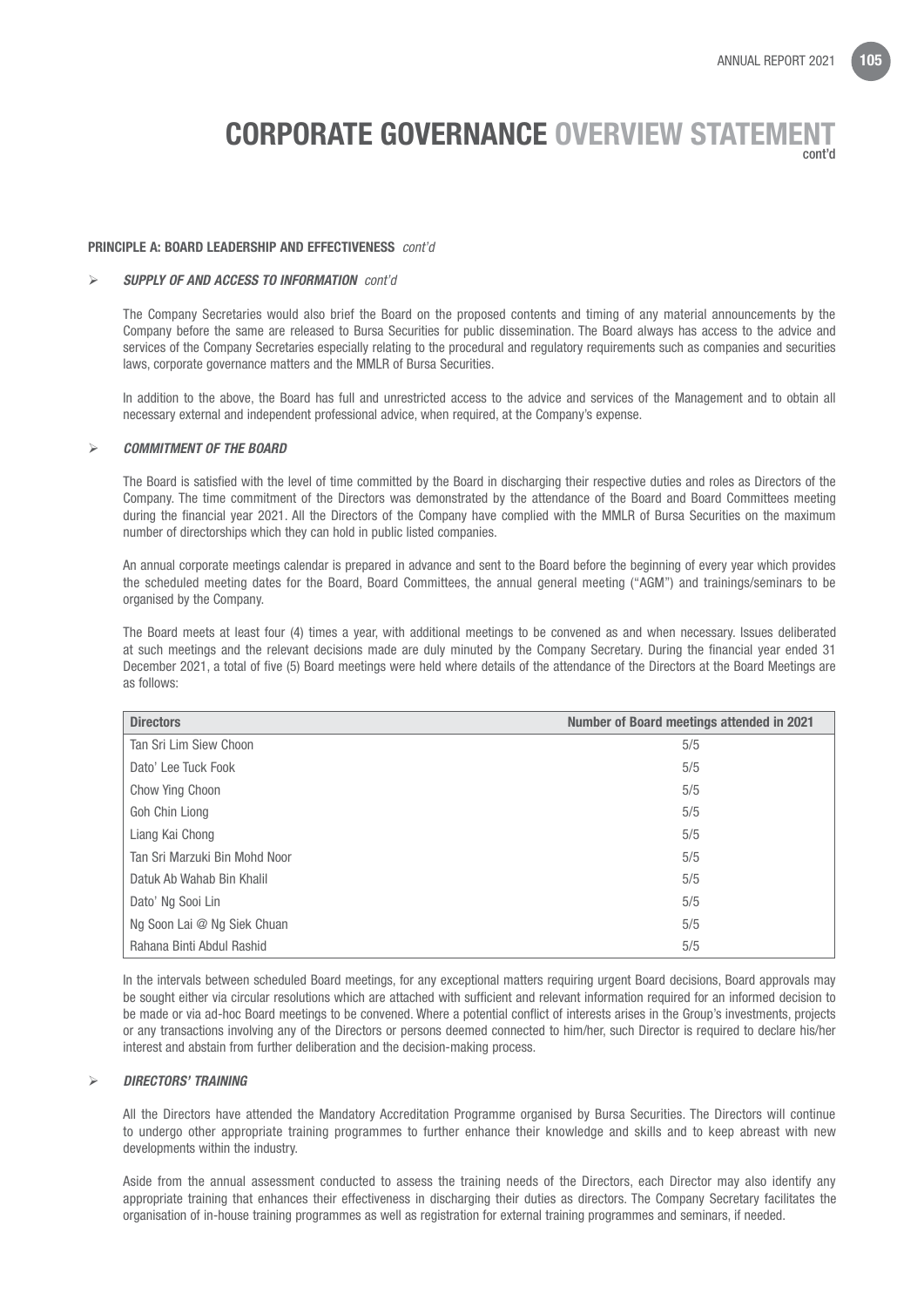# CORPORATE GOVERNANCE OVERVIEW STATEMENT
cont'd

**PRINCIPLE A: BOARD LEADERSHIP AND EFFECTIVENESS** *cont'd*

➢ ***SUPPLY OF AND ACCESS TO INFORMATION*** *cont'd*

The Company Secretaries would also brief the Board on the proposed contents and timing of any material announcements by the Company before the same are released to Bursa Securities for public dissemination. The Board always has access to the advice and services of the Company Secretaries especially relating to the procedural and regulatory requirements such as companies and securities laws, corporate governance matters and the MMLR of Bursa Securities.

In addition to the above, the Board has full and unrestricted access to the advice and services of the Management and to obtain all necessary external and independent professional advice, when required, at the Company's expense.

➢ ***COMMITMENT OF THE BOARD***

The Board is satisfied with the level of time committed by the Board in discharging their respective duties and roles as Directors of the Company. The time commitment of the Directors was demonstrated by the attendance of the Board and Board Committees meeting during the financial year 2021. All the Directors of the Company have complied with the MMLR of Bursa Securities on the maximum number of directorships which they can hold in public listed companies.

An annual corporate meetings calendar is prepared in advance and sent to the Board before the beginning of every year which provides the scheduled meeting dates for the Board, Board Committees, the annual general meeting ("AGM") and trainings/seminars to be organised by the Company.

The Board meets at least four (4) times a year, with additional meetings to be convened as and when necessary. Issues deliberated at such meetings and the relevant decisions made are duly minuted by the Company Secretary. During the financial year ended 31 December 2021, a total of five (5) Board meetings were held where details of the attendance of the Directors at the Board Meetings are as follows:

| Directors | Number of Board meetings attended in 2021 |
|---|---|
| Tan Sri Lim Siew Choon | 5/5 |
| Dato' Lee Tuck Fook | 5/5 |
| Chow Ying Choon | 5/5 |
| Goh Chin Liong | 5/5 |
| Liang Kai Chong | 5/5 |
| Tan Sri Marzuki Bin Mohd Noor | 5/5 |
| Datuk Ab Wahab Bin Khalil | 5/5 |
| Dato' Ng Sooi Lin | 5/5 |
| Ng Soon Lai @ Ng Siek Chuan | 5/5 |
| Rahana Binti Abdul Rashid | 5/5 |

In the intervals between scheduled Board meetings, for any exceptional matters requiring urgent Board decisions, Board approvals may be sought either via circular resolutions which are attached with sufficient and relevant information required for an informed decision to be made or via ad-hoc Board meetings to be convened. Where a potential conflict of interests arises in the Group's investments, projects or any transactions involving any of the Directors or persons deemed connected to him/her, such Director is required to declare his/her interest and abstain from further deliberation and the decision-making process.

➢ ***DIRECTORS' TRAINING***

All the Directors have attended the Mandatory Accreditation Programme organised by Bursa Securities. The Directors will continue to undergo other appropriate training programmes to further enhance their knowledge and skills and to keep abreast with new developments within the industry.

Aside from the annual assessment conducted to assess the training needs of the Directors, each Director may also identify any appropriate training that enhances their effectiveness in discharging their duties as directors. The Company Secretary facilitates the organisation of in-house training programmes as well as registration for external training programmes and seminars, if needed.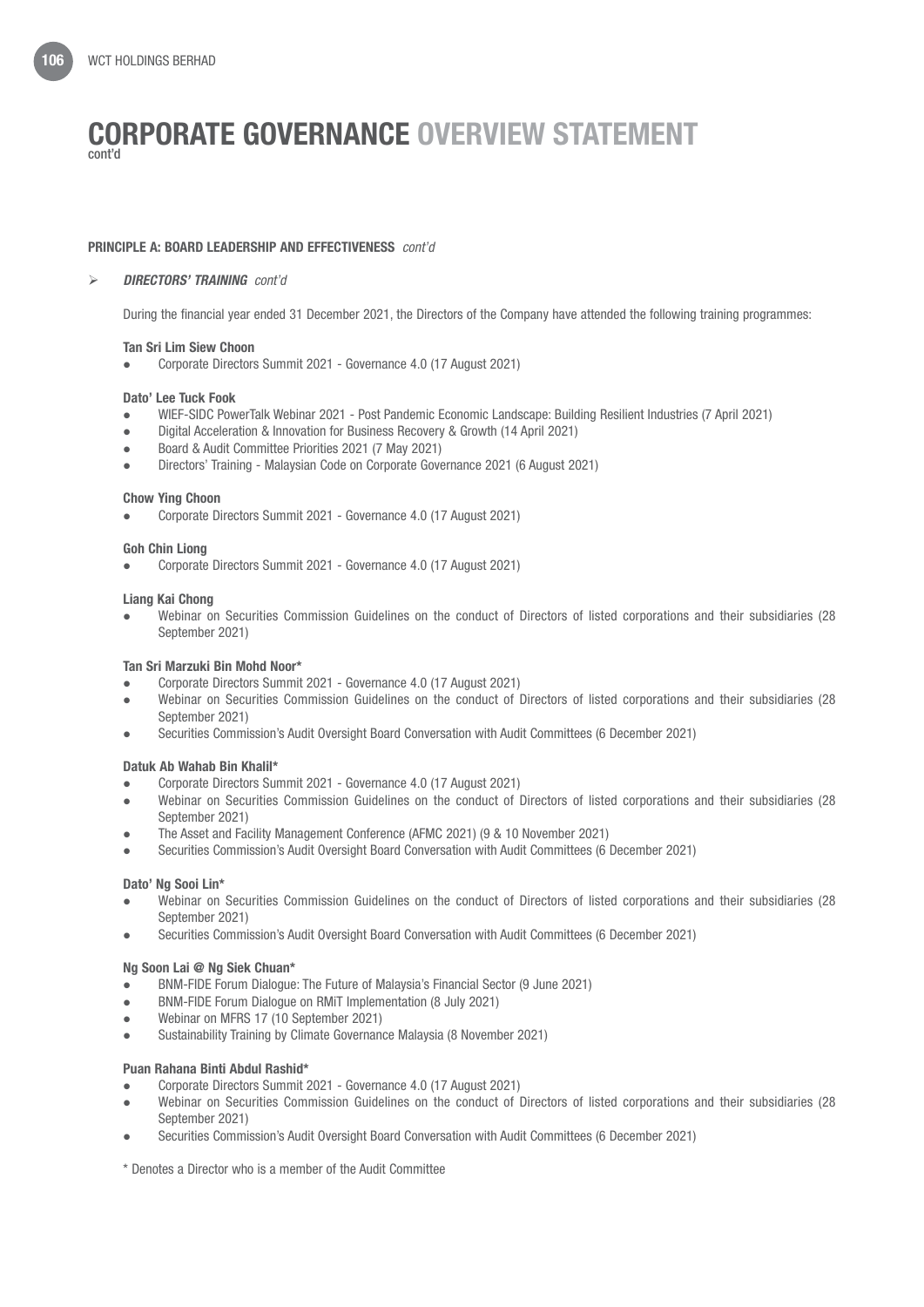# CORPORATE GOVERNANCE OVERVIEW STATEMENT
cont'd

**PRINCIPLE A: BOARD LEADERSHIP AND EFFECTIVENESS** *cont'd*

➢ ***DIRECTORS' TRAINING*** *cont'd*

During the financial year ended 31 December 2021, the Directors of the Company have attended the following training programmes:

**Tan Sri Lim Siew Choon**
- Corporate Directors Summit 2021 - Governance 4.0 (17 August 2021)

**Dato' Lee Tuck Fook**
- WIEF-SIDC PowerTalk Webinar 2021 - Post Pandemic Economic Landscape: Building Resilient Industries (7 April 2021)
- Digital Acceleration & Innovation for Business Recovery & Growth (14 April 2021)
- Board & Audit Committee Priorities 2021 (7 May 2021)
- Directors' Training - Malaysian Code on Corporate Governance 2021 (6 August 2021)

**Chow Ying Choon**
- Corporate Directors Summit 2021 - Governance 4.0 (17 August 2021)

**Goh Chin Liong**
- Corporate Directors Summit 2021 - Governance 4.0 (17 August 2021)

**Liang Kai Chong**
- Webinar on Securities Commission Guidelines on the conduct of Directors of listed corporations and their subsidiaries (28 September 2021)

**Tan Sri Marzuki Bin Mohd Noor***
- Corporate Directors Summit 2021 - Governance 4.0 (17 August 2021)
- Webinar on Securities Commission Guidelines on the conduct of Directors of listed corporations and their subsidiaries (28 September 2021)
- Securities Commission's Audit Oversight Board Conversation with Audit Committees (6 December 2021)

**Datuk Ab Wahab Bin Khalil***
- Corporate Directors Summit 2021 - Governance 4.0 (17 August 2021)
- Webinar on Securities Commission Guidelines on the conduct of Directors of listed corporations and their subsidiaries (28 September 2021)
- The Asset and Facility Management Conference (AFMC 2021) (9 & 10 November 2021)
- Securities Commission's Audit Oversight Board Conversation with Audit Committees (6 December 2021)

**Dato' Ng Sooi Lin***
- Webinar on Securities Commission Guidelines on the conduct of Directors of listed corporations and their subsidiaries (28 September 2021)
- Securities Commission's Audit Oversight Board Conversation with Audit Committees (6 December 2021)

**Ng Soon Lai @ Ng Siek Chuan***
- BNM-FIDE Forum Dialogue: The Future of Malaysia's Financial Sector (9 June 2021)
- BNM-FIDE Forum Dialogue on RMiT Implementation (8 July 2021)
- Webinar on MFRS 17 (10 September 2021)
- Sustainability Training by Climate Governance Malaysia (8 November 2021)

**Puan Rahana Binti Abdul Rashid***
- Corporate Directors Summit 2021 - Governance 4.0 (17 August 2021)
- Webinar on Securities Commission Guidelines on the conduct of Directors of listed corporations and their subsidiaries (28 September 2021)
- Securities Commission's Audit Oversight Board Conversation with Audit Committees (6 December 2021)

* Denotes a Director who is a member of the Audit Committee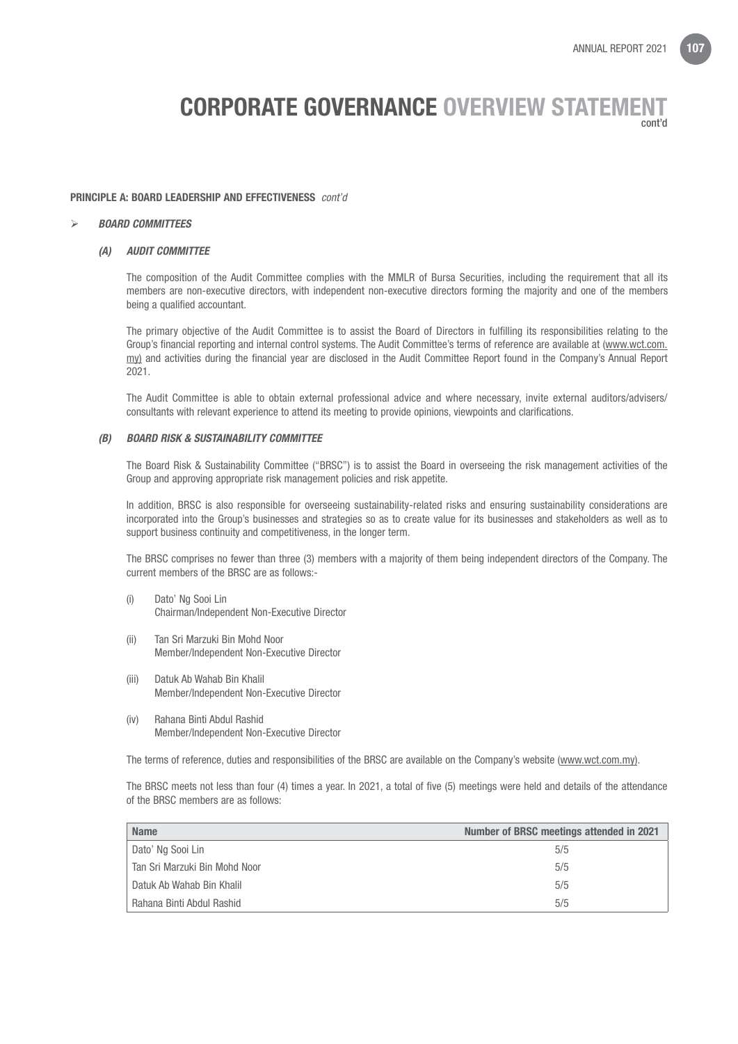# CORPORATE GOVERNANCE OVERVIEW STATEMENT
cont'd

**PRINCIPLE A: BOARD LEADERSHIP AND EFFECTIVENESS** *cont'd*

## *BOARD COMMITTEES*

### *(A) AUDIT COMMITTEE*

The composition of the Audit Committee complies with the MMLR of Bursa Securities, including the requirement that all its members are non-executive directors, with independent non-executive directors forming the majority and one of the members being a qualified accountant.

The primary objective of the Audit Committee is to assist the Board of Directors in fulfilling its responsibilities relating to the Group's financial reporting and internal control systems. The Audit Committee's terms of reference are available at (www.wct.com.my) and activities during the financial year are disclosed in the Audit Committee Report found in the Company's Annual Report 2021.

The Audit Committee is able to obtain external professional advice and where necessary, invite external auditors/advisers/consultants with relevant experience to attend its meeting to provide opinions, viewpoints and clarifications.

### *(B) BOARD RISK & SUSTAINABILITY COMMITTEE*

The Board Risk & Sustainability Committee ("BRSC") is to assist the Board in overseeing the risk management activities of the Group and approving appropriate risk management policies and risk appetite.

In addition, BRSC is also responsible for overseeing sustainability-related risks and ensuring sustainability considerations are incorporated into the Group's businesses and strategies so as to create value for its businesses and stakeholders as well as to support business continuity and competitiveness, in the longer term.

The BRSC comprises no fewer than three (3) members with a majority of them being independent directors of the Company. The current members of the BRSC are as follows:-

(i) Dato' Ng Sooi Lin
Chairman/Independent Non-Executive Director

(ii) Tan Sri Marzuki Bin Mohd Noor
Member/Independent Non-Executive Director

(iii) Datuk Ab Wahab Bin Khalil
Member/Independent Non-Executive Director

(iv) Rahana Binti Abdul Rashid
Member/Independent Non-Executive Director

The terms of reference, duties and responsibilities of the BRSC are available on the Company's website (www.wct.com.my).

The BRSC meets not less than four (4) times a year. In 2021, a total of five (5) meetings were held and details of the attendance of the BRSC members are as follows:

| Name | Number of BRSC meetings attended in 2021 |
|---|---|
| Dato' Ng Sooi Lin | 5/5 |
| Tan Sri Marzuki Bin Mohd Noor | 5/5 |
| Datuk Ab Wahab Bin Khalil | 5/5 |
| Rahana Binti Abdul Rashid | 5/5 |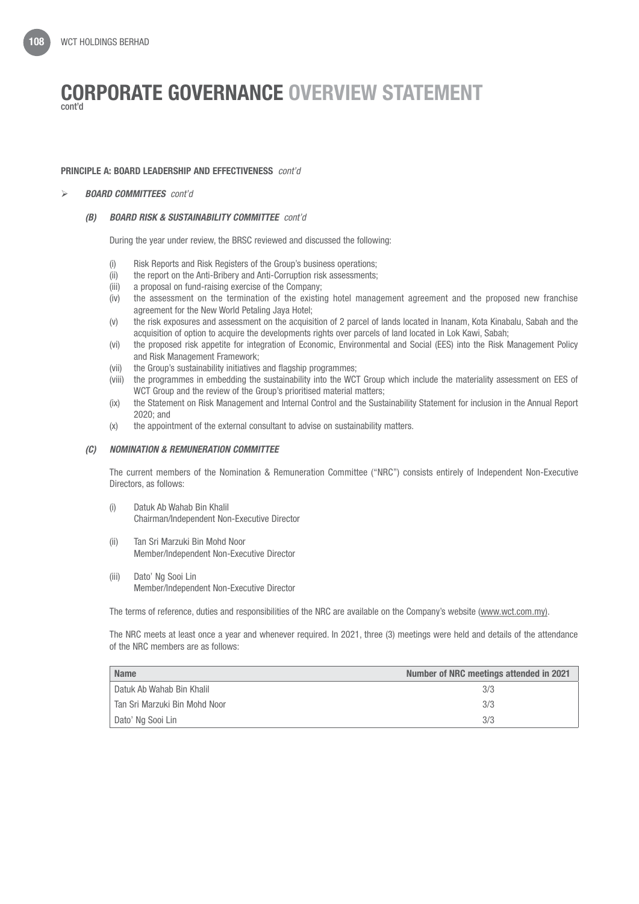# CORPORATE GOVERNANCE OVERVIEW STATEMENT
cont'd

**PRINCIPLE A: BOARD LEADERSHIP AND EFFECTIVENESS** *cont'd*

- ***BOARD COMMITTEES*** *cont'd*

### *(B) BOARD RISK & SUSTAINABILITY COMMITTEE cont'd*

During the year under review, the BRSC reviewed and discussed the following:

(i) Risk Reports and Risk Registers of the Group's business operations;
(ii) the report on the Anti-Bribery and Anti-Corruption risk assessments;
(iii) a proposal on fund-raising exercise of the Company;
(iv) the assessment on the termination of the existing hotel management agreement and the proposed new franchise agreement for the New World Petaling Jaya Hotel;
(v) the risk exposures and assessment on the acquisition of 2 parcel of lands located in Inanam, Kota Kinabalu, Sabah and the acquisition of option to acquire the developments rights over parcels of land located in Lok Kawi, Sabah;
(vi) the proposed risk appetite for integration of Economic, Environmental and Social (EES) into the Risk Management Policy and Risk Management Framework;
(vii) the Group's sustainability initiatives and flagship programmes;
(viii) the programmes in embedding the sustainability into the WCT Group which include the materiality assessment on EES of WCT Group and the review of the Group's prioritised material matters;
(ix) the Statement on Risk Management and Internal Control and the Sustainability Statement for inclusion in the Annual Report 2020; and
(x) the appointment of the external consultant to advise on sustainability matters.

### *(C) NOMINATION & REMUNERATION COMMITTEE*

The current members of the Nomination & Remuneration Committee ("NRC") consists entirely of Independent Non-Executive Directors, as follows:

(i) Datuk Ab Wahab Bin Khalil
Chairman/Independent Non-Executive Director

(ii) Tan Sri Marzuki Bin Mohd Noor
Member/Independent Non-Executive Director

(iii) Dato' Ng Sooi Lin
Member/Independent Non-Executive Director

The terms of reference, duties and responsibilities of the NRC are available on the Company's website (www.wct.com.my).

The NRC meets at least once a year and whenever required. In 2021, three (3) meetings were held and details of the attendance of the NRC members are as follows:

| Name | Number of NRC meetings attended in 2021 |
|---|---|
| Datuk Ab Wahab Bin Khalil | 3/3 |
| Tan Sri Marzuki Bin Mohd Noor | 3/3 |
| Dato' Ng Sooi Lin | 3/3 |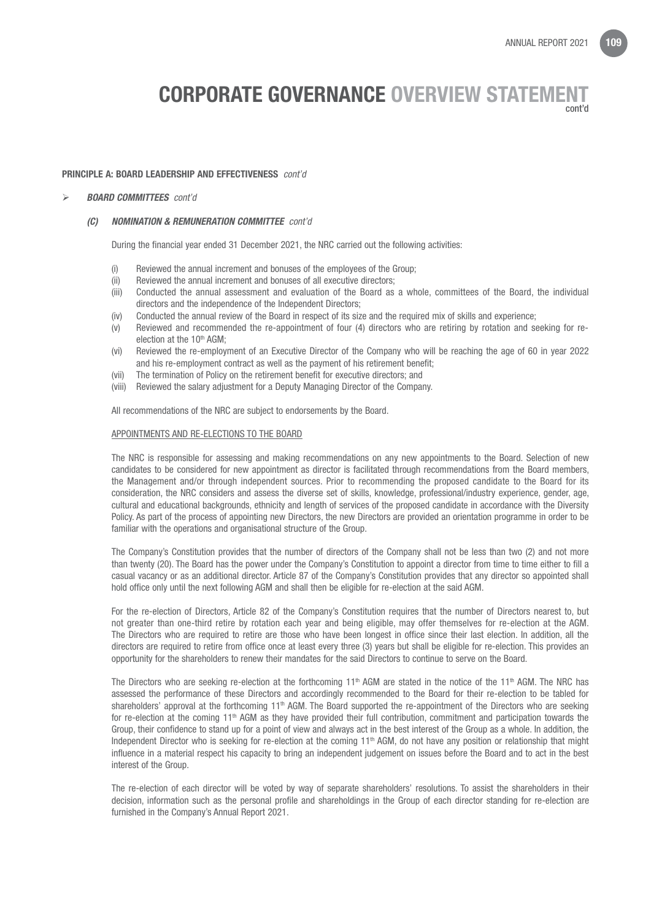# CORPORATE GOVERNANCE OVERVIEW STATEMENT cont'd

**PRINCIPLE A: BOARD LEADERSHIP AND EFFECTIVENESS** *cont'd*

- ***BOARD COMMITTEES*** *cont'd*

### *(C) NOMINATION & REMUNERATION COMMITTEE cont'd*

During the financial year ended 31 December 2021, the NRC carried out the following activities:

(i) Reviewed the annual increment and bonuses of the employees of the Group;
(ii) Reviewed the annual increment and bonuses of all executive directors;
(iii) Conducted the annual assessment and evaluation of the Board as a whole, committees of the Board, the individual directors and the independence of the Independent Directors;
(iv) Conducted the annual review of the Board in respect of its size and the required mix of skills and experience;
(v) Reviewed and recommended the re-appointment of four (4) directors who are retiring by rotation and seeking for re-election at the 10th AGM;
(vi) Reviewed the re-employment of an Executive Director of the Company who will be reaching the age of 60 in year 2022 and his re-employment contract as well as the payment of his retirement benefit;
(vii) The termination of Policy on the retirement benefit for executive directors; and
(viii) Reviewed the salary adjustment for a Deputy Managing Director of the Company.

All recommendations of the NRC are subject to endorsements by the Board.

APPOINTMENTS AND RE-ELECTIONS TO THE BOARD

The NRC is responsible for assessing and making recommendations on any new appointments to the Board. Selection of new candidates to be considered for new appointment as director is facilitated through recommendations from the Board members, the Management and/or through independent sources. Prior to recommending the proposed candidate to the Board for its consideration, the NRC considers and assess the diverse set of skills, knowledge, professional/industry experience, gender, age, cultural and educational backgrounds, ethnicity and length of services of the proposed candidate in accordance with the Diversity Policy. As part of the process of appointing new Directors, the new Directors are provided an orientation programme in order to be familiar with the operations and organisational structure of the Group.

The Company's Constitution provides that the number of directors of the Company shall not be less than two (2) and not more than twenty (20). The Board has the power under the Company's Constitution to appoint a director from time to time either to fill a casual vacancy or as an additional director. Article 87 of the Company's Constitution provides that any director so appointed shall hold office only until the next following AGM and shall then be eligible for re-election at the said AGM.

For the re-election of Directors, Article 82 of the Company's Constitution requires that the number of Directors nearest to, but not greater than one-third retire by rotation each year and being eligible, may offer themselves for re-election at the AGM. The Directors who are required to retire are those who have been longest in office since their last election. In addition, all the directors are required to retire from office once at least every three (3) years but shall be eligible for re-election. This provides an opportunity for the shareholders to renew their mandates for the said Directors to continue to serve on the Board.

The Directors who are seeking re-election at the forthcoming 11th AGM are stated in the notice of the 11th AGM. The NRC has assessed the performance of these Directors and accordingly recommended to the Board for their re-election to be tabled for shareholders' approval at the forthcoming 11th AGM. The Board supported the re-appointment of the Directors who are seeking for re-election at the coming 11th AGM as they have provided their full contribution, commitment and participation towards the Group, their confidence to stand up for a point of view and always act in the best interest of the Group as a whole. In addition, the Independent Director who is seeking for re-election at the coming 11th AGM, do not have any position or relationship that might influence in a material respect his capacity to bring an independent judgement on issues before the Board and to act in the best interest of the Group.

The re-election of each director will be voted by way of separate shareholders' resolutions. To assist the shareholders in their decision, information such as the personal profile and shareholdings in the Group of each director standing for re-election are furnished in the Company's Annual Report 2021.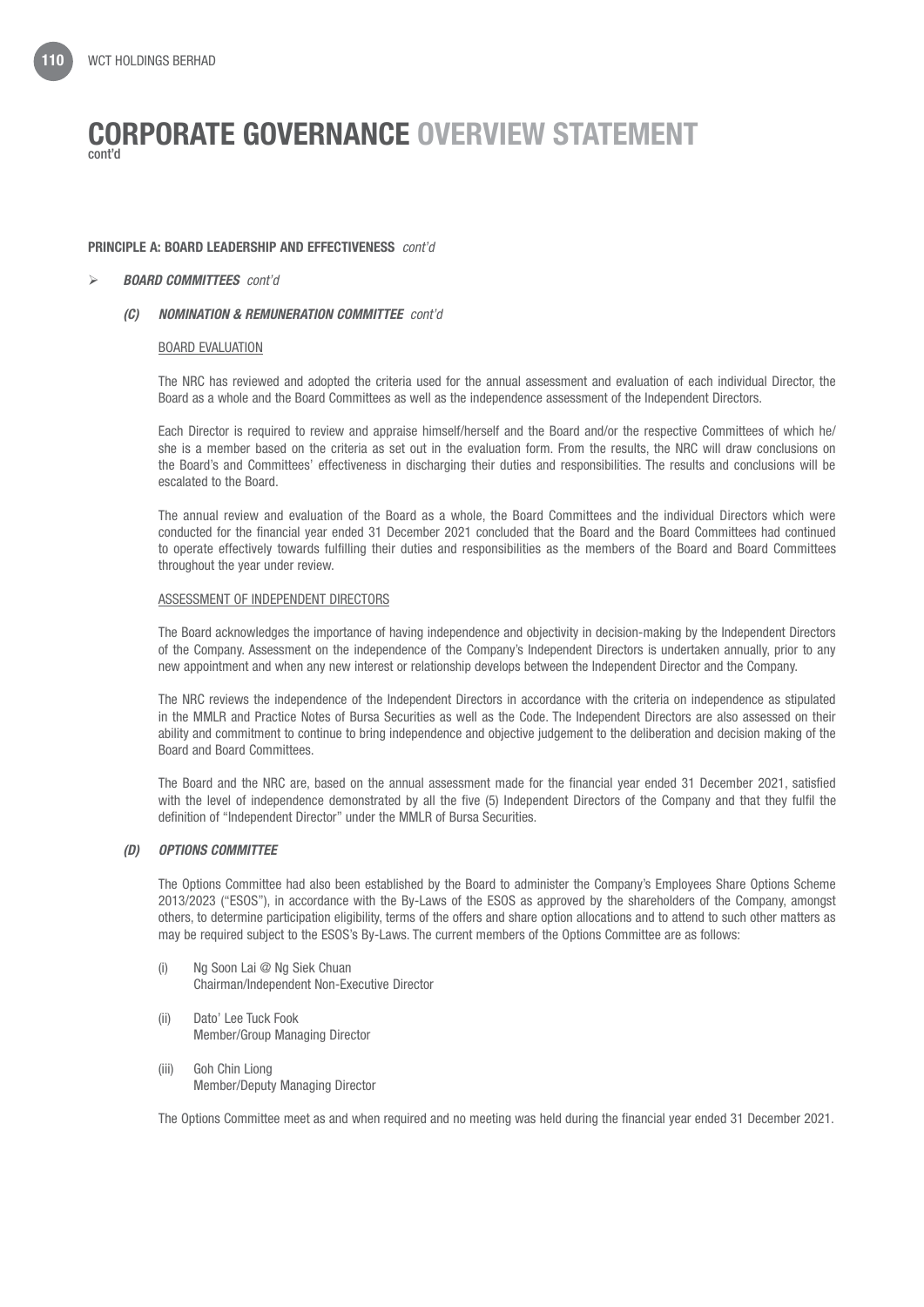# CORPORATE GOVERNANCE OVERVIEW STATEMENT
cont'd

**PRINCIPLE A: BOARD LEADERSHIP AND EFFECTIVENESS** *cont'd*

- ***BOARD COMMITTEES*** *cont'd*

***(C) NOMINATION & REMUNERATION COMMITTEE*** *cont'd*

BOARD EVALUATION

The NRC has reviewed and adopted the criteria used for the annual assessment and evaluation of each individual Director, the Board as a whole and the Board Committees as well as the independence assessment of the Independent Directors.

Each Director is required to review and appraise himself/herself and the Board and/or the respective Committees of which he/she is a member based on the criteria as set out in the evaluation form. From the results, the NRC will draw conclusions on the Board's and Committees' effectiveness in discharging their duties and responsibilities. The results and conclusions will be escalated to the Board.

The annual review and evaluation of the Board as a whole, the Board Committees and the individual Directors which were conducted for the financial year ended 31 December 2021 concluded that the Board and the Board Committees had continued to operate effectively towards fulfilling their duties and responsibilities as the members of the Board and Board Committees throughout the year under review.

ASSESSMENT OF INDEPENDENT DIRECTORS

The Board acknowledges the importance of having independence and objectivity in decision-making by the Independent Directors of the Company. Assessment on the independence of the Company's Independent Directors is undertaken annually, prior to any new appointment and when any new interest or relationship develops between the Independent Director and the Company.

The NRC reviews the independence of the Independent Directors in accordance with the criteria on independence as stipulated in the MMLR and Practice Notes of Bursa Securities as well as the Code. The Independent Directors are also assessed on their ability and commitment to continue to bring independence and objective judgement to the deliberation and decision making of the Board and Board Committees.

The Board and the NRC are, based on the annual assessment made for the financial year ended 31 December 2021, satisfied with the level of independence demonstrated by all the five (5) Independent Directors of the Company and that they fulfil the definition of "Independent Director" under the MMLR of Bursa Securities.

***(D) OPTIONS COMMITTEE***

The Options Committee had also been established by the Board to administer the Company's Employees Share Options Scheme 2013/2023 ("ESOS"), in accordance with the By-Laws of the ESOS as approved by the shareholders of the Company, amongst others, to determine participation eligibility, terms of the offers and share option allocations and to attend to such other matters as may be required subject to the ESOS's By-Laws. The current members of the Options Committee are as follows:

(i) Ng Soon Lai @ Ng Siek Chuan
Chairman/Independent Non-Executive Director

(ii) Dato' Lee Tuck Fook
Member/Group Managing Director

(iii) Goh Chin Liong
Member/Deputy Managing Director

The Options Committee meet as and when required and no meeting was held during the financial year ended 31 December 2021.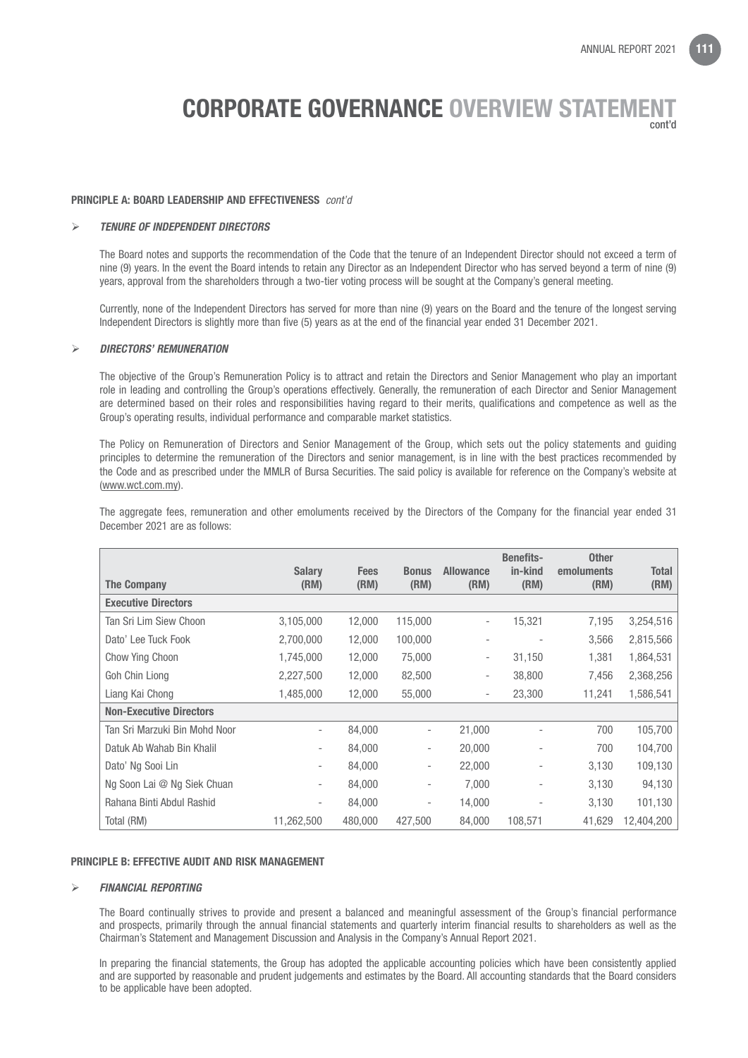# CORPORATE GOVERNANCE OVERVIEW STATEMENT
cont'd

### PRINCIPLE A: BOARD LEADERSHIP AND EFFECTIVENESS *cont'd*

- ***TENURE OF INDEPENDENT DIRECTORS***

The Board notes and supports the recommendation of the Code that the tenure of an Independent Director should not exceed a term of nine (9) years. In the event the Board intends to retain any Director as an Independent Director who has served beyond a term of nine (9) years, approval from the shareholders through a two-tier voting process will be sought at the Company's general meeting.

Currently, none of the Independent Directors has served for more than nine (9) years on the Board and the tenure of the longest serving Independent Directors is slightly more than five (5) years as at the end of the financial year ended 31 December 2021.

- ***DIRECTORS' REMUNERATION***

The objective of the Group's Remuneration Policy is to attract and retain the Directors and Senior Management who play an important role in leading and controlling the Group's operations effectively. Generally, the remuneration of each Director and Senior Management are determined based on their roles and responsibilities having regard to their merits, qualifications and competence as well as the Group's operating results, individual performance and comparable market statistics.

The Policy on Remuneration of Directors and Senior Management of the Group, which sets out the policy statements and guiding principles to determine the remuneration of the Directors and senior management, is in line with the best practices recommended by the Code and as prescribed under the MMLR of Bursa Securities. The said policy is available for reference on the Company's website at (www.wct.com.my).

The aggregate fees, remuneration and other emoluments received by the Directors of the Company for the financial year ended 31 December 2021 are as follows:

| The Company | Salary (RM) | Fees (RM) | Bonus (RM) | Allowance (RM) | Benefits-in-kind (RM) | Other emoluments (RM) | Total (RM) |
|---|---|---|---|---|---|---|---|
| **Executive Directors** | | | | | | | |
| Tan Sri Lim Siew Choon | 3,105,000 | 12,000 | 115,000 | - | 15,321 | 7,195 | 3,254,516 |
| Dato' Lee Tuck Fook | 2,700,000 | 12,000 | 100,000 | - | - | 3,566 | 2,815,566 |
| Chow Ying Choon | 1,745,000 | 12,000 | 75,000 | - | 31,150 | 1,381 | 1,864,531 |
| Goh Chin Liong | 2,227,500 | 12,000 | 82,500 | - | 38,800 | 7,456 | 2,368,256 |
| Liang Kai Chong | 1,485,000 | 12,000 | 55,000 | - | 23,300 | 11,241 | 1,586,541 |
| **Non-Executive Directors** | | | | | | | |
| Tan Sri Marzuki Bin Mohd Noor | - | 84,000 | - | 21,000 | - | 700 | 105,700 |
| Datuk Ab Wahab Bin Khalil | - | 84,000 | - | 20,000 | - | 700 | 104,700 |
| Dato' Ng Sooi Lin | - | 84,000 | - | 22,000 | - | 3,130 | 109,130 |
| Ng Soon Lai @ Ng Siek Chuan | - | 84,000 | - | 7,000 | - | 3,130 | 94,130 |
| Rahana Binti Abdul Rashid | - | 84,000 | - | 14,000 | - | 3,130 | 101,130 |
| Total (RM) | 11,262,500 | 480,000 | 427,500 | 84,000 | 108,571 | 41,629 | 12,404,200 |

### PRINCIPLE B: EFFECTIVE AUDIT AND RISK MANAGEMENT

- ***FINANCIAL REPORTING***

The Board continually strives to provide and present a balanced and meaningful assessment of the Group's financial performance and prospects, primarily through the annual financial statements and quarterly interim financial results to shareholders as well as the Chairman's Statement and Management Discussion and Analysis in the Company's Annual Report 2021.

In preparing the financial statements, the Group has adopted the applicable accounting policies which have been consistently applied and are supported by reasonable and prudent judgements and estimates by the Board. All accounting standards that the Board considers to be applicable have been adopted.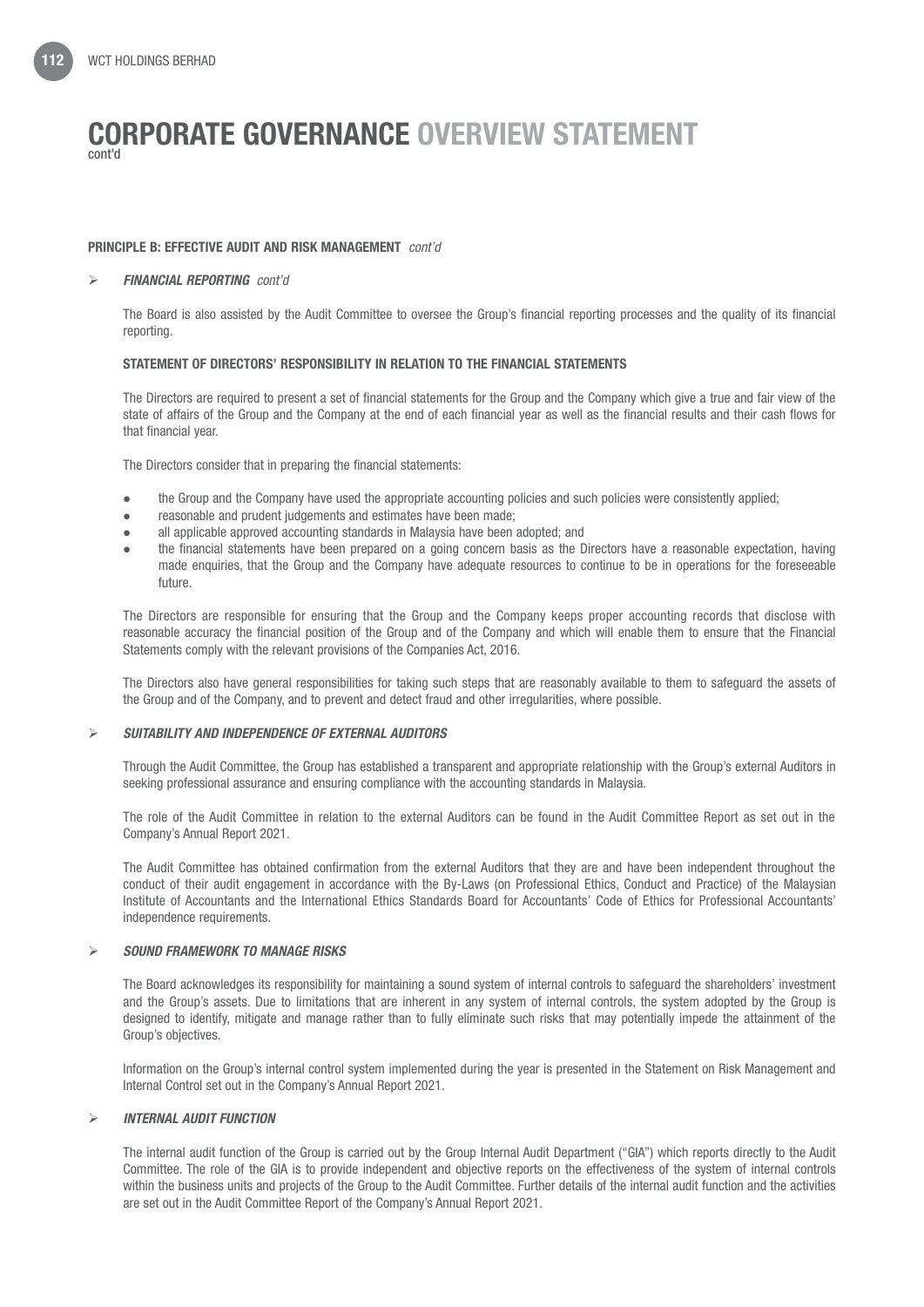# CORPORATE GOVERNANCE OVERVIEW STATEMENT
cont'd

**PRINCIPLE B: EFFECTIVE AUDIT AND RISK MANAGEMENT** *cont'd*

- ***FINANCIAL REPORTING*** *cont'd*

The Board is also assisted by the Audit Committee to oversee the Group's financial reporting processes and the quality of its financial reporting.

**STATEMENT OF DIRECTORS' RESPONSIBILITY IN RELATION TO THE FINANCIAL STATEMENTS**

The Directors are required to present a set of financial statements for the Group and the Company which give a true and fair view of the state of affairs of the Group and the Company at the end of each financial year as well as the financial results and their cash flows for that financial year.

The Directors consider that in preparing the financial statements:

- the Group and the Company have used the appropriate accounting policies and such policies were consistently applied;
- reasonable and prudent judgements and estimates have been made;
- all applicable approved accounting standards in Malaysia have been adopted; and
- the financial statements have been prepared on a going concern basis as the Directors have a reasonable expectation, having made enquiries, that the Group and the Company have adequate resources to continue to be in operations for the foreseeable future.

The Directors are responsible for ensuring that the Group and the Company keeps proper accounting records that disclose with reasonable accuracy the financial position of the Group and of the Company and which will enable them to ensure that the Financial Statements comply with the relevant provisions of the Companies Act, 2016.

The Directors also have general responsibilities for taking such steps that are reasonably available to them to safeguard the assets of the Group and of the Company, and to prevent and detect fraud and other irregularities, where possible.

- ***SUITABILITY AND INDEPENDENCE OF EXTERNAL AUDITORS***

Through the Audit Committee, the Group has established a transparent and appropriate relationship with the Group's external Auditors in seeking professional assurance and ensuring compliance with the accounting standards in Malaysia.

The role of the Audit Committee in relation to the external Auditors can be found in the Audit Committee Report as set out in the Company's Annual Report 2021.

The Audit Committee has obtained confirmation from the external Auditors that they are and have been independent throughout the conduct of their audit engagement in accordance with the By-Laws (on Professional Ethics, Conduct and Practice) of the Malaysian Institute of Accountants and the International Ethics Standards Board for Accountants' Code of Ethics for Professional Accountants' independence requirements.

- ***SOUND FRAMEWORK TO MANAGE RISKS***

The Board acknowledges its responsibility for maintaining a sound system of internal controls to safeguard the shareholders' investment and the Group's assets. Due to limitations that are inherent in any system of internal controls, the system adopted by the Group is designed to identify, mitigate and manage rather than to fully eliminate such risks that may potentially impede the attainment of the Group's objectives.

Information on the Group's internal control system implemented during the year is presented in the Statement on Risk Management and Internal Control set out in the Company's Annual Report 2021.

- ***INTERNAL AUDIT FUNCTION***

The internal audit function of the Group is carried out by the Group Internal Audit Department ("GIA") which reports directly to the Audit Committee. The role of the GIA is to provide independent and objective reports on the effectiveness of the system of internal controls within the business units and projects of the Group to the Audit Committee. Further details of the internal audit function and the activities are set out in the Audit Committee Report of the Company's Annual Report 2021.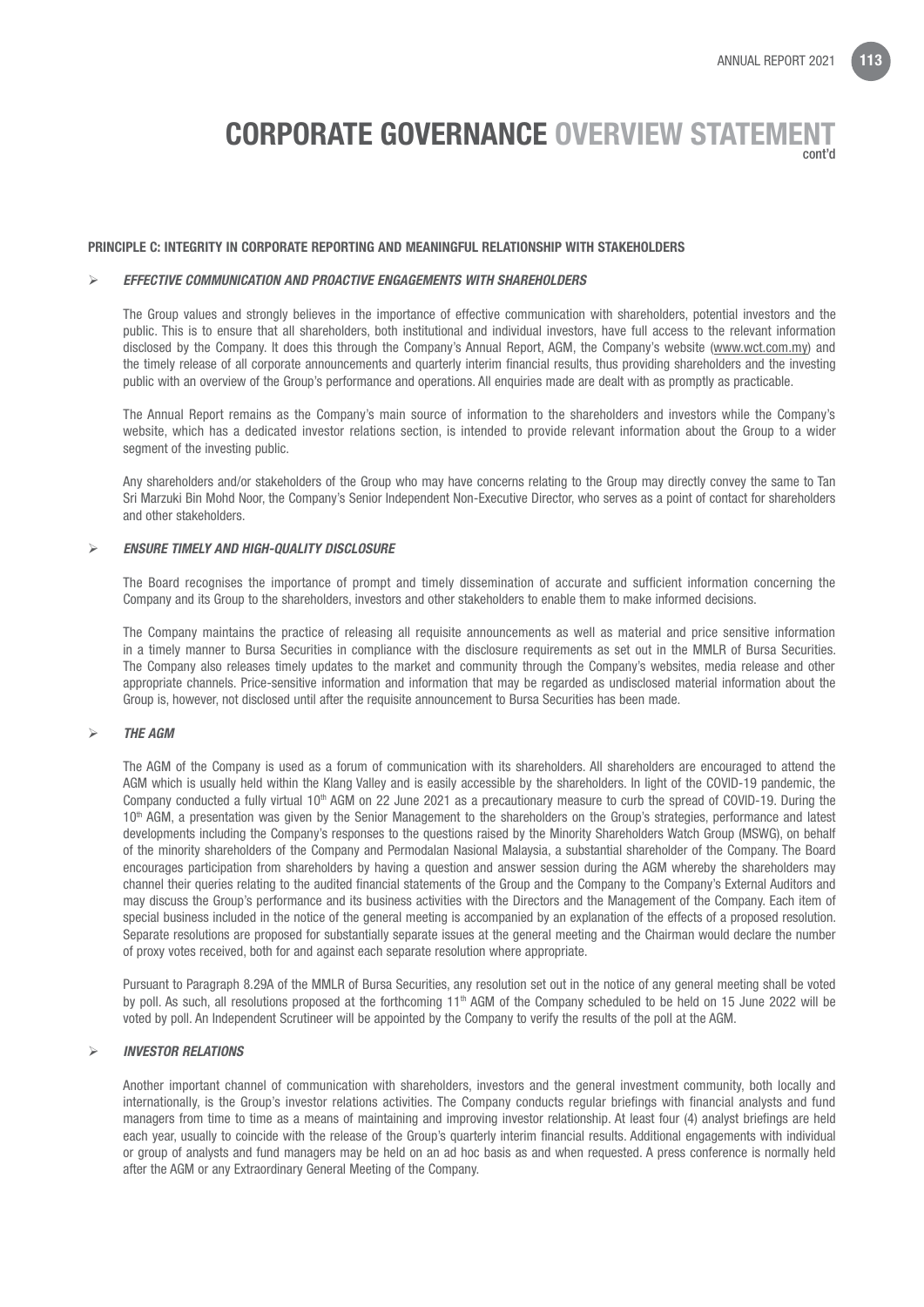# CORPORATE GOVERNANCE OVERVIEW STATEMENT
cont'd

## PRINCIPLE C: INTEGRITY IN CORPORATE REPORTING AND MEANINGFUL RELATIONSHIP WITH STAKEHOLDERS

### ➢ *EFFECTIVE COMMUNICATION AND PROACTIVE ENGAGEMENTS WITH SHAREHOLDERS*

The Group values and strongly believes in the importance of effective communication with shareholders, potential investors and the public. This is to ensure that all shareholders, both institutional and individual investors, have full access to the relevant information disclosed by the Company. It does this through the Company's Annual Report, AGM, the Company's website (www.wct.com.my) and the timely release of all corporate announcements and quarterly interim financial results, thus providing shareholders and the investing public with an overview of the Group's performance and operations. All enquiries made are dealt with as promptly as practicable.

The Annual Report remains as the Company's main source of information to the shareholders and investors while the Company's website, which has a dedicated investor relations section, is intended to provide relevant information about the Group to a wider segment of the investing public.

Any shareholders and/or stakeholders of the Group who may have concerns relating to the Group may directly convey the same to Tan Sri Marzuki Bin Mohd Noor, the Company's Senior Independent Non-Executive Director, who serves as a point of contact for shareholders and other stakeholders.

### ➢ *ENSURE TIMELY AND HIGH-QUALITY DISCLOSURE*

The Board recognises the importance of prompt and timely dissemination of accurate and sufficient information concerning the Company and its Group to the shareholders, investors and other stakeholders to enable them to make informed decisions.

The Company maintains the practice of releasing all requisite announcements as well as material and price sensitive information in a timely manner to Bursa Securities in compliance with the disclosure requirements as set out in the MMLR of Bursa Securities. The Company also releases timely updates to the market and community through the Company's websites, media release and other appropriate channels. Price-sensitive information and information that may be regarded as undisclosed material information about the Group is, however, not disclosed until after the requisite announcement to Bursa Securities has been made.

### ➢ *THE AGM*

The AGM of the Company is used as a forum of communication with its shareholders. All shareholders are encouraged to attend the AGM which is usually held within the Klang Valley and is easily accessible by the shareholders. In light of the COVID-19 pandemic, the Company conducted a fully virtual 10th AGM on 22 June 2021 as a precautionary measure to curb the spread of COVID-19. During the 10th AGM, a presentation was given by the Senior Management to the shareholders on the Group's strategies, performance and latest developments including the Company's responses to the questions raised by the Minority Shareholders Watch Group (MSWG), on behalf of the minority shareholders of the Company and Permodalan Nasional Malaysia, a substantial shareholder of the Company. The Board encourages participation from shareholders by having a question and answer session during the AGM whereby the shareholders may channel their queries relating to the audited financial statements of the Group and the Company to the Company's External Auditors and may discuss the Group's performance and its business activities with the Directors and the Management of the Company. Each item of special business included in the notice of the general meeting is accompanied by an explanation of the effects of a proposed resolution. Separate resolutions are proposed for substantially separate issues at the general meeting and the Chairman would declare the number of proxy votes received, both for and against each separate resolution where appropriate.

Pursuant to Paragraph 8.29A of the MMLR of Bursa Securities, any resolution set out in the notice of any general meeting shall be voted by poll. As such, all resolutions proposed at the forthcoming 11th AGM of the Company scheduled to be held on 15 June 2022 will be voted by poll. An Independent Scrutineer will be appointed by the Company to verify the results of the poll at the AGM.

### ➢ *INVESTOR RELATIONS*

Another important channel of communication with shareholders, investors and the general investment community, both locally and internationally, is the Group's investor relations activities. The Company conducts regular briefings with financial analysts and fund managers from time to time as a means of maintaining and improving investor relationship. At least four (4) analyst briefings are held each year, usually to coincide with the release of the Group's quarterly interim financial results. Additional engagements with individual or group of analysts and fund managers may be held on an ad hoc basis as and when requested. A press conference is normally held after the AGM or any Extraordinary General Meeting of the Company.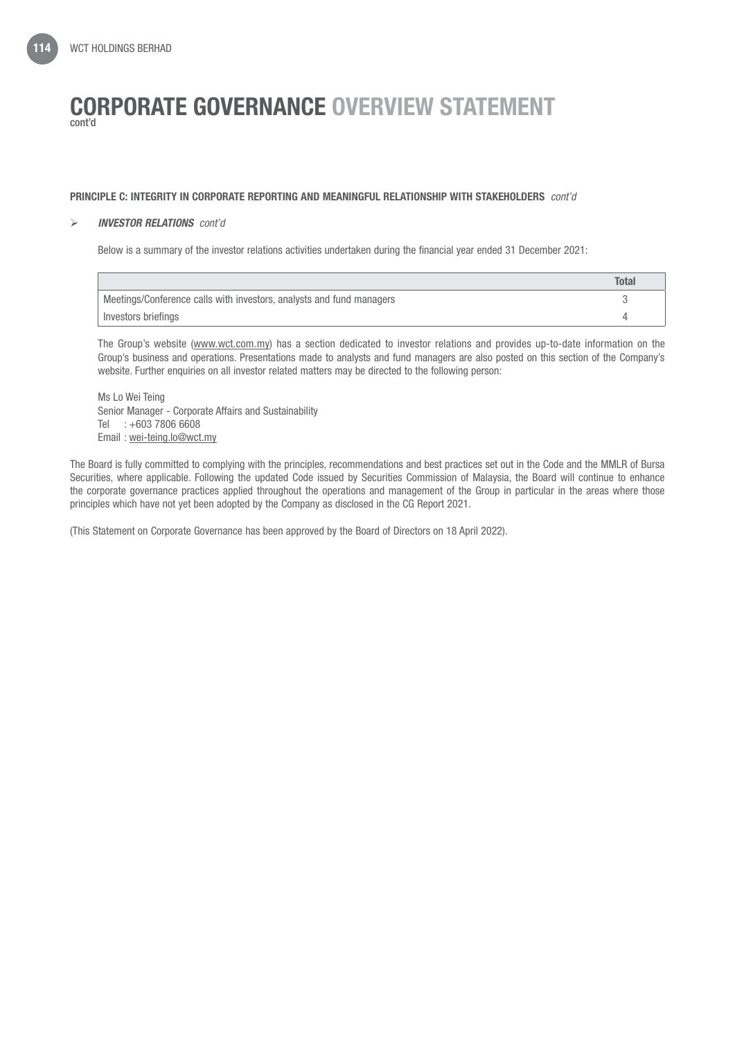# CORPORATE GOVERNANCE OVERVIEW STATEMENT
cont'd

**PRINCIPLE C: INTEGRITY IN CORPORATE REPORTING AND MEANINGFUL RELATIONSHIP WITH STAKEHOLDERS** *cont'd*

- ***INVESTOR RELATIONS*** *cont'd*

Below is a summary of the investor relations activities undertaken during the financial year ended 31 December 2021:

| | Total |
|---|---|
| Meetings/Conference calls with investors, analysts and fund managers | 3 |
| Investors briefings | 4 |

The Group's website (www.wct.com.my) has a section dedicated to investor relations and provides up-to-date information on the Group's business and operations. Presentations made to analysts and fund managers are also posted on this section of the Company's website. Further enquiries on all investor related matters may be directed to the following person:

Ms Lo Wei Teing
Senior Manager - Corporate Affairs and Sustainability
Tel : +603 7806 6608
Email : wei-teing.lo@wct.my

The Board is fully committed to complying with the principles, recommendations and best practices set out in the Code and the MMLR of Bursa Securities, where applicable. Following the updated Code issued by Securities Commission of Malaysia, the Board will continue to enhance the corporate governance practices applied throughout the operations and management of the Group in particular in the areas where those principles which have not yet been adopted by the Company as disclosed in the CG Report 2021.

(This Statement on Corporate Governance has been approved by the Board of Directors on 18 April 2022).